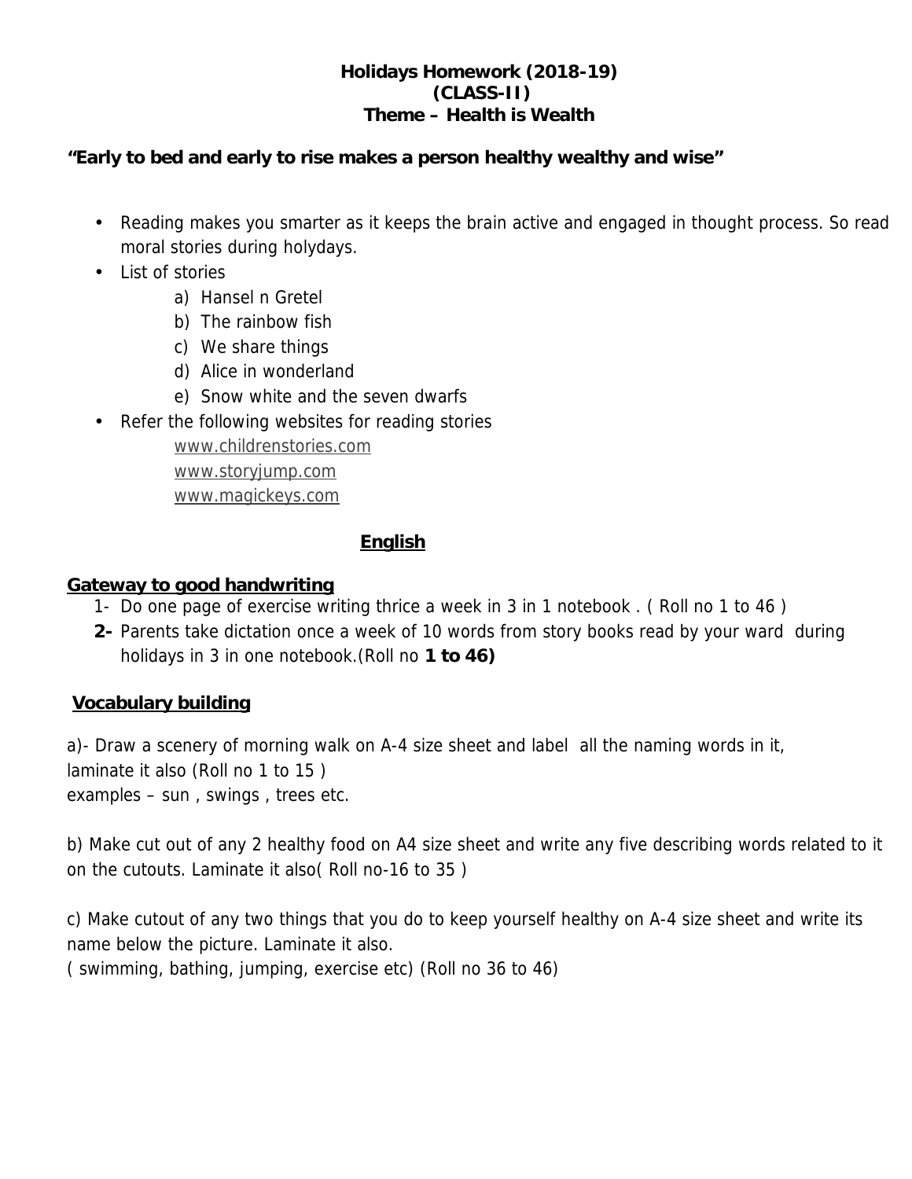**Holidays Homework (2018-19)**
**(CLASS-II)**
**Theme – Health is Wealth**

**"Early to bed and early to rise makes a person healthy wealthy and wise"**

- Reading makes you smarter as it keeps the brain active and engaged in thought process. So read moral stories during holydays.
- List of stories
  a) Hansel n Gretel
  b) The rainbow fish
  c) We share things
  d) Alice in wonderland
  e) Snow white and the seven dwarfs
- Refer the following websites for reading stories
  www.childrenstories.com
  www.storyjump.com
  www.magickeys.com

## English

### Gateway to good handwriting

1- Do one page of exercise writing thrice a week in 3 in 1 notebook . ( Roll no 1 to 46 )

**2-** Parents take dictation once a week of 10 words from story books read by your ward during holidays in 3 in one notebook.(Roll no **1 to 46)**

### Vocabulary building

a)- Draw a scenery of morning walk on A-4 size sheet and label all the naming words in it, laminate it also (Roll no 1 to 15 )
examples – sun , swings , trees etc.

b) Make cut out of any 2 healthy food on A4 size sheet and write any five describing words related to it on the cutouts. Laminate it also( Roll no-16 to 35 )

c) Make cutout of any two things that you do to keep yourself healthy on A-4 size sheet and write its name below the picture. Laminate it also.
( swimming, bathing, jumping, exercise etc) (Roll no 36 to 46)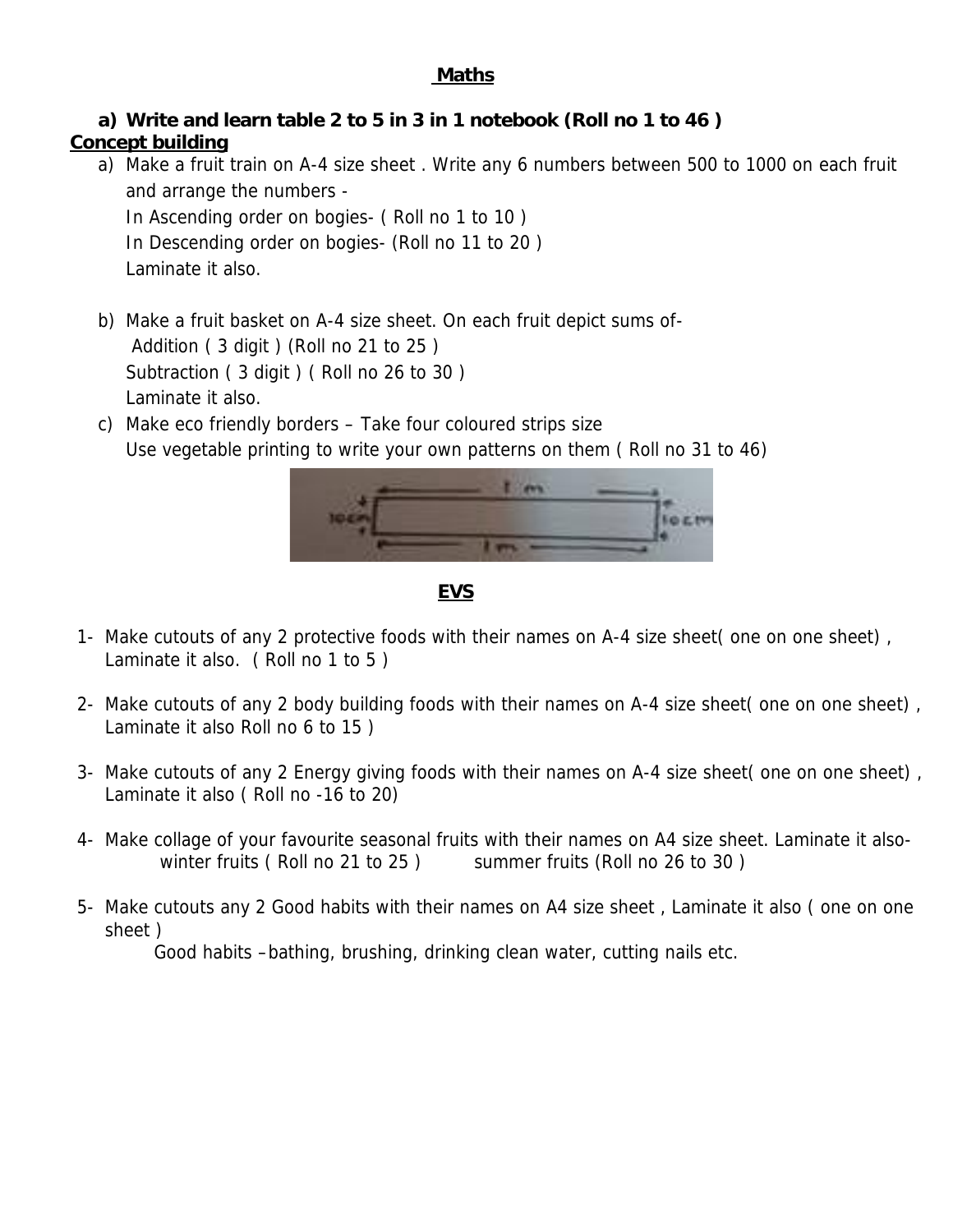## Maths

**a) Write and learn table 2 to 5 in 3 in 1 notebook (Roll no 1 to 46 )**

**Concept building**

a) Make a fruit train on A-4 size sheet . Write any 6 numbers between 500 to 1000 on each fruit and arrange the numbers -
   In Ascending order on bogies- ( Roll no 1 to 10 )
   In Descending order on bogies- (Roll no 11 to 20 )
   Laminate it also.

b) Make a fruit basket on A-4 size sheet. On each fruit depict sums of-
   Addition ( 3 digit ) (Roll no 21 to 25 )
   Subtraction ( 3 digit ) ( Roll no 26 to 30 )
   Laminate it also.

c) Make eco friendly borders – Take four coloured strips size
   Use vegetable printing to write your own patterns on them ( Roll no 31 to 46)

1 m
10cm 10cm
1 m

## EVS

1- Make cutouts of any 2 protective foods with their names on A-4 size sheet( one on one sheet) , Laminate it also. ( Roll no 1 to 5 )

2- Make cutouts of any 2 body building foods with their names on A-4 size sheet( one on one sheet) , Laminate it also Roll no 6 to 15 )

3- Make cutouts of any 2 Energy giving foods with their names on A-4 size sheet( one on one sheet) , Laminate it also ( Roll no -16 to 20)

4- Make collage of your favourite seasonal fruits with their names on A4 size sheet. Laminate it also-
   winter fruits ( Roll no 21 to 25 )     summer fruits (Roll no 26 to 30 )

5- Make cutouts any 2 Good habits with their names on A4 size sheet , Laminate it also ( one on one sheet )
   Good habits –bathing, brushing, drinking clean water, cutting nails etc.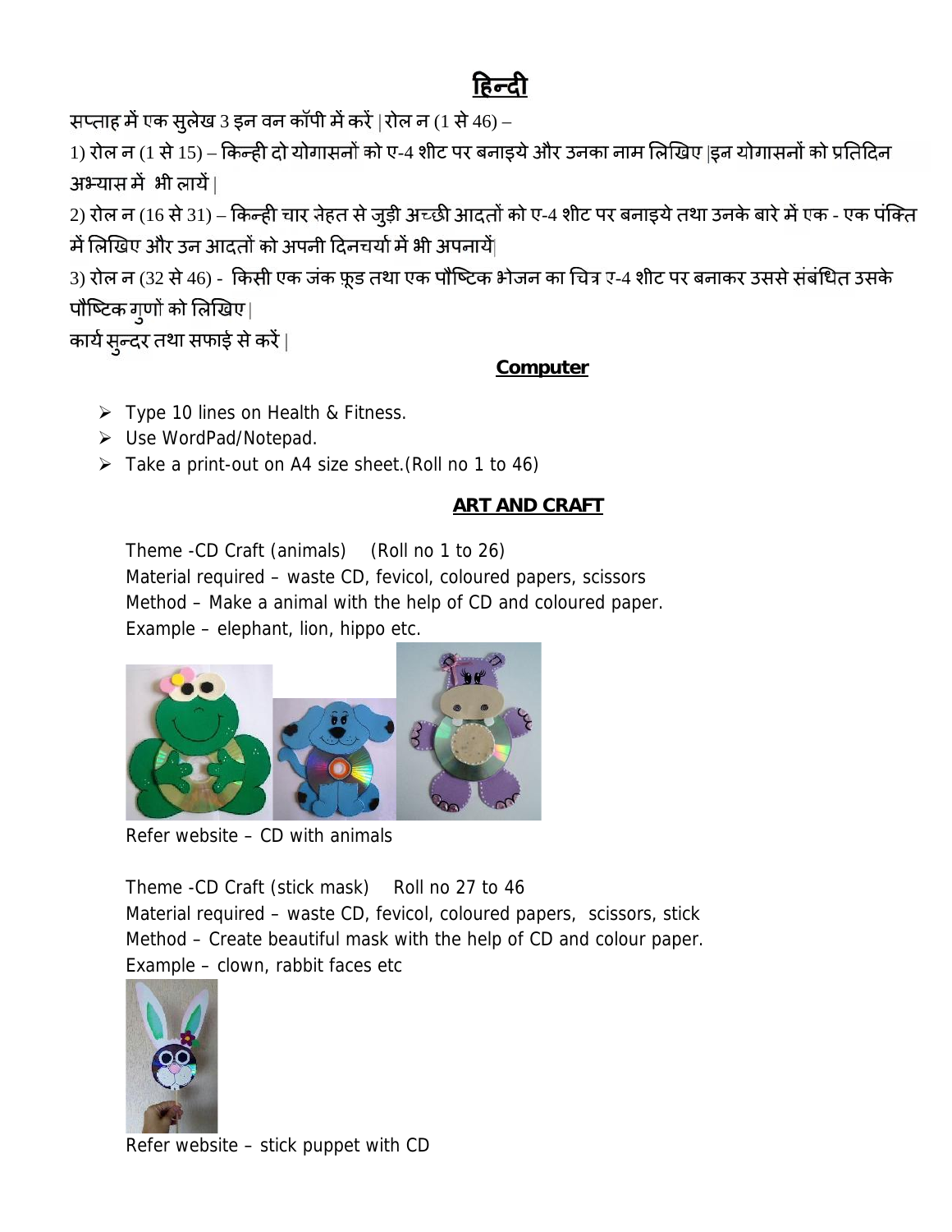# हिन्दी

सप्ताह में एक सुलेख 3 इन वन कॉपी में करें |रोल न (1 से 46) –

1) रोल न (1 से 15) – किन्ही दो योगासनों को ए-4 शीट पर बनाइये और उनका नाम लिखिए |इन योगासनों को प्रतिदिन अभ्यास में भी लायें |

2) रोल न (16 से 31) – किन्ही चार सेहत से जुड़ी अच्छी आदतों को ए-4 शीट पर बनाइये तथा उनके बारे में एक - एक पंक्ति में लिखिए और उन आदतों को अपनी दिनचर्या में भी अपनायें|

3) रोल न (32 से 46) - किसी एक जंक फ़ूड तथा एक पौष्टिक भोजन का चित्र ए-4 शीट पर बनाकर उससे संबंधित उसके पौष्टिक गुणों को लिखिए |

कार्य सुन्दर तथा सफाई से करें |

## Computer

- Type 10 lines on Health & Fitness.
- Use WordPad/Notepad.
- Take a print-out on A4 size sheet.(Roll no 1 to 46)

## ART AND CRAFT

Theme -CD Craft (animals) (Roll no 1 to 26)
Material required – waste CD, fevicol, coloured papers, scissors
Method – Make a animal with the help of CD and coloured paper.
Example – elephant, lion, hippo etc.

Refer website – CD with animals

Theme -CD Craft (stick mask) Roll no 27 to 46
Material required – waste CD, fevicol, coloured papers, scissors, stick
Method – Create beautiful mask with the help of CD and colour paper.
Example – clown, rabbit faces etc

Refer website – stick puppet with CD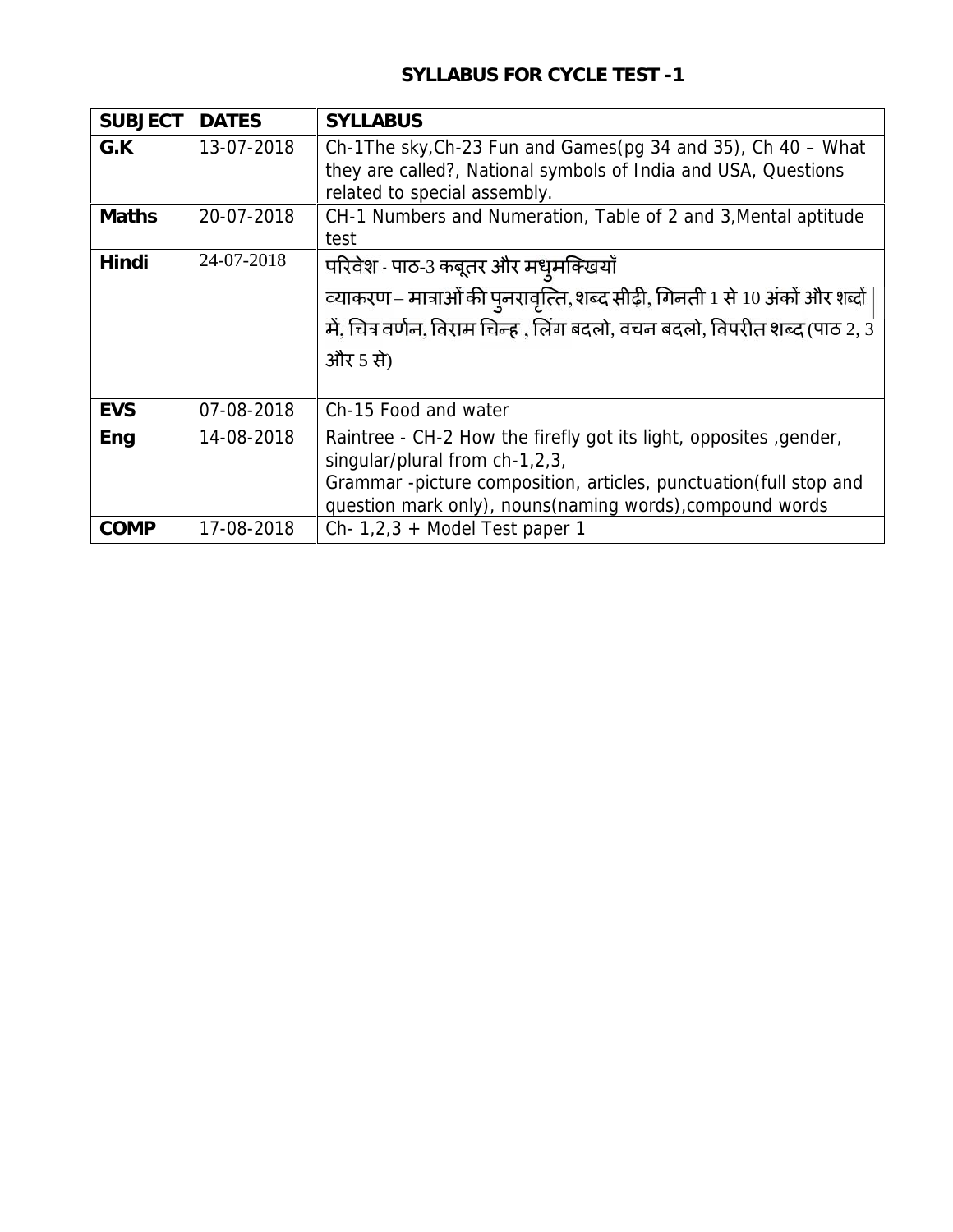## SYLLABUS FOR CYCLE TEST -1

| SUBJECT | DATES | SYLLABUS |
| --- | --- | --- |
| **G.K** | 13-07-2018 | Ch-1The sky,Ch-23 Fun and Games(pg 34 and 35), Ch 40 – What they are called?, National symbols of India and USA, Questions related to special assembly. |
| **Maths** | 20-07-2018 | CH-1 Numbers and Numeration, Table of 2 and 3,Mental aptitude test |
| **Hindi** | 24-07-2018 | परिवेश - पाठ-3 कबूतर और मधुमक्खियाँ<br>व्याकरण – मात्राओं की पुनरावृत्ति, शब्द सीढ़ी, गिनती 1 से 10 अंकों और शब्दों में, चित्र वर्णन, विराम चिन्ह , लिंग बदलो, वचन बदलो, विपरीत शब्द (पाठ 2, 3 और 5 से) |
| **EVS** | 07-08-2018 | Ch-15 Food and water |
| **Eng** | 14-08-2018 | Raintree - CH-2 How the firefly got its light, opposites ,gender, singular/plural from ch-1,2,3,<br>Grammar -picture composition, articles, punctuation(full stop and question mark only), nouns(naming words),compound words |
| **COMP** | 17-08-2018 | Ch- 1,2,3 + Model Test paper 1 |